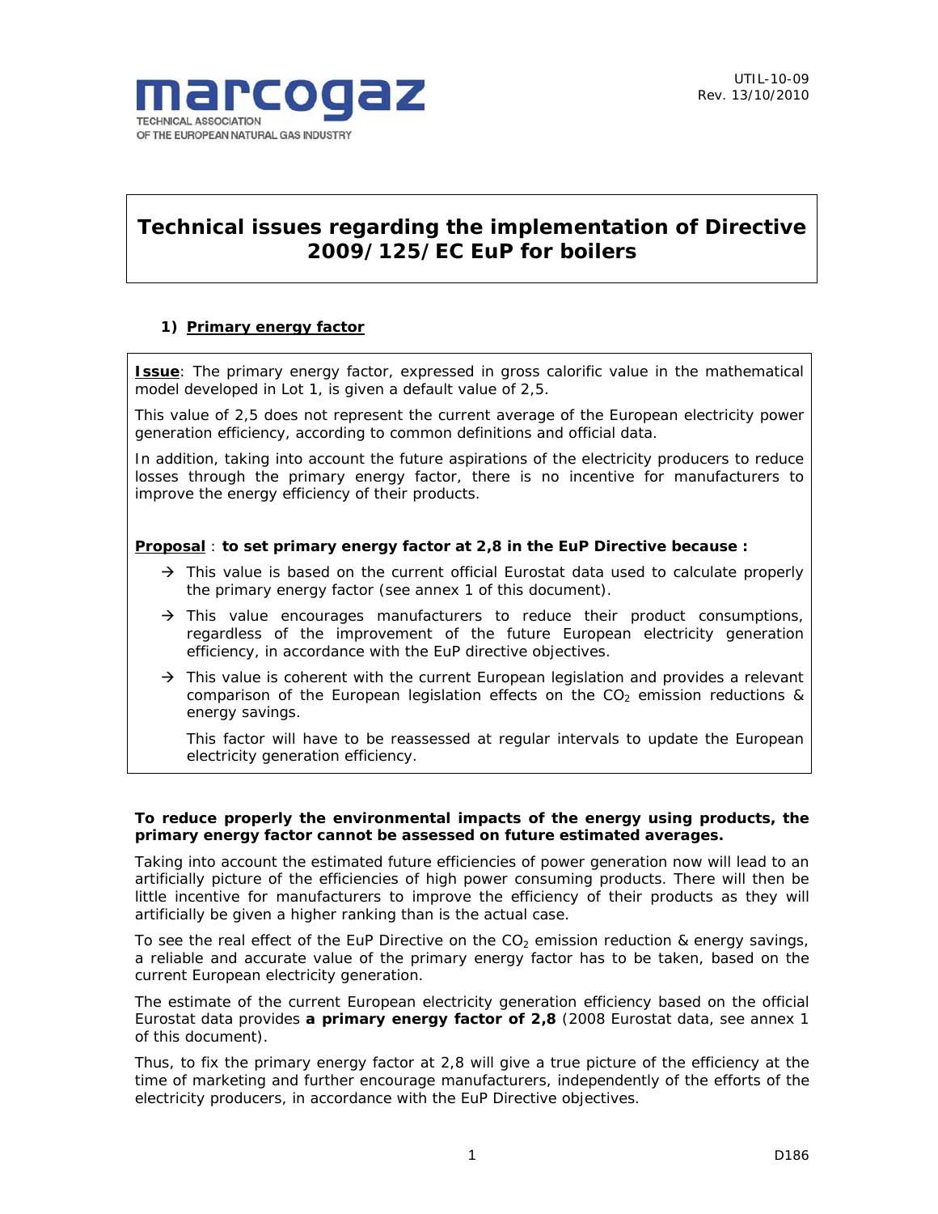marcogaz

TECHNICAL ASSOCIATION OF THE EUROPEAN NATURAL GAS INDUSTRY

UTIL-10-09
Rev. 13/10/2010

# Technical issues regarding the implementation of Directive 2009/125/EC EuP for boilers

## 1) Primary energy factor

**Issue**: The primary energy factor, expressed in gross calorific value in the mathematical model developed in Lot 1, is given a default value of 2,5.

This value of 2,5 does not represent the current average of the European electricity power generation efficiency, according to common definitions and official data.

In addition, taking into account the future aspirations of the electricity producers to reduce losses through the primary energy factor, there is no incentive for manufacturers to improve the energy efficiency of their products.

**Proposal** : **to set primary energy factor at 2,8 in the EuP Directive because :**

- → This value is based on the current official Eurostat data used to calculate properly the primary energy factor (see annex 1 of this document).
- → This value encourages manufacturers to reduce their product consumptions, regardless of the improvement of the future European electricity generation efficiency, in accordance with the EuP directive objectives.
- → This value is coherent with the current European legislation and provides a relevant comparison of the European legislation effects on the $CO_2$ emission reductions & energy savings.

  This factor will have to be reassessed at regular intervals to update the European electricity generation efficiency.

**To reduce properly the environmental impacts of the energy using products, the primary energy factor cannot be assessed on future estimated averages.**

Taking into account the estimated future efficiencies of power generation now will lead to an artificially picture of the efficiencies of high power consuming products. There will then be little incentive for manufacturers to improve the efficiency of their products as they will artificially be given a higher ranking than is the actual case.

To see the real effect of the EuP Directive on the $CO_2$ emission reduction & energy savings, a reliable and accurate value of the primary energy factor has to be taken, based on the current European electricity generation.

The estimate of the current European electricity generation efficiency based on the official Eurostat data provides **a primary energy factor of 2,8** (2008 Eurostat data, see annex 1 of this document).

Thus, to fix the primary energy factor at 2,8 will give a true picture of the efficiency at the time of marketing and further encourage manufacturers, independently of the efforts of the electricity producers, in accordance with the EuP Directive objectives.

D186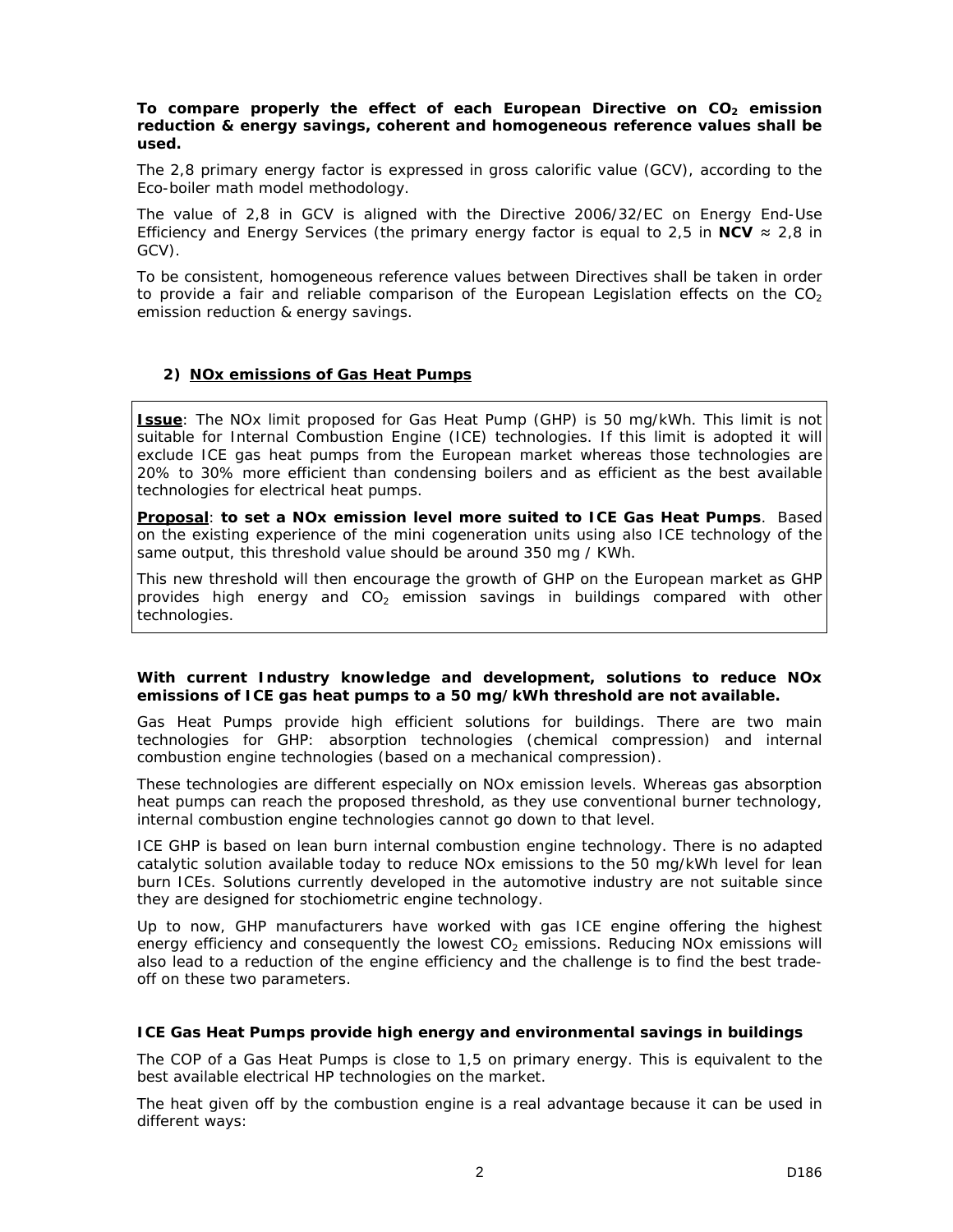**To compare properly the effect of each European Directive on $CO_2$ emission reduction & energy savings, coherent and homogeneous reference values shall be used.**

The 2,8 primary energy factor is expressed in gross calorific value (GCV), according to the Eco-boiler math model methodology.

The value of 2,8 in GCV is aligned with the Directive 2006/32/EC on Energy End-Use Efficiency and Energy Services (the primary energy factor is equal to 2,5 in **NCV** ≈ 2,8 in GCV).

To be consistent, homogeneous reference values between Directives shall be taken in order to provide a fair and reliable comparison of the European Legislation effects on the $CO_2$ emission reduction & energy savings.

## 2) NOx emissions of Gas Heat Pumps

**Issue**: The NOx limit proposed for Gas Heat Pump (GHP) is 50 mg/kWh. This limit is not suitable for Internal Combustion Engine (ICE) technologies. If this limit is adopted it will exclude ICE gas heat pumps from the European market whereas those technologies are 20% to 30% more efficient than condensing boilers and as efficient as the best available technologies for electrical heat pumps.

**Proposal**: **to set a NOx emission level more suited to ICE Gas Heat Pumps**. Based on the existing experience of the mini cogeneration units using also ICE technology of the same output, this threshold value should be around 350 mg / KWh.

This new threshold will then encourage the growth of GHP on the European market as GHP provides high energy and $CO_2$ emission savings in buildings compared with other technologies.

**With current Industry knowledge and development, solutions to reduce NOx emissions of ICE gas heat pumps to a 50 mg/kWh threshold are not available.**

Gas Heat Pumps provide high efficient solutions for buildings. There are two main technologies for GHP: absorption technologies (chemical compression) and internal combustion engine technologies (based on a mechanical compression).

These technologies are different especially on NOx emission levels. Whereas gas absorption heat pumps can reach the proposed threshold, as they use conventional burner technology, internal combustion engine technologies cannot go down to that level.

ICE GHP is based on lean burn internal combustion engine technology. There is no adapted catalytic solution available today to reduce NOx emissions to the 50 mg/kWh level for lean burn ICEs. Solutions currently developed in the automotive industry are not suitable since they are designed for stochiometric engine technology.

Up to now, GHP manufacturers have worked with gas ICE engine offering the highest energy efficiency and consequently the lowest $CO_2$ emissions. Reducing NOx emissions will also lead to a reduction of the engine efficiency and the challenge is to find the best trade-off on these two parameters.

**ICE Gas Heat Pumps provide high energy and environmental savings in buildings**

The COP of a Gas Heat Pumps is close to 1,5 on primary energy. This is equivalent to the best available electrical HP technologies on the market.

The heat given off by the combustion engine is a real advantage because it can be used in different ways: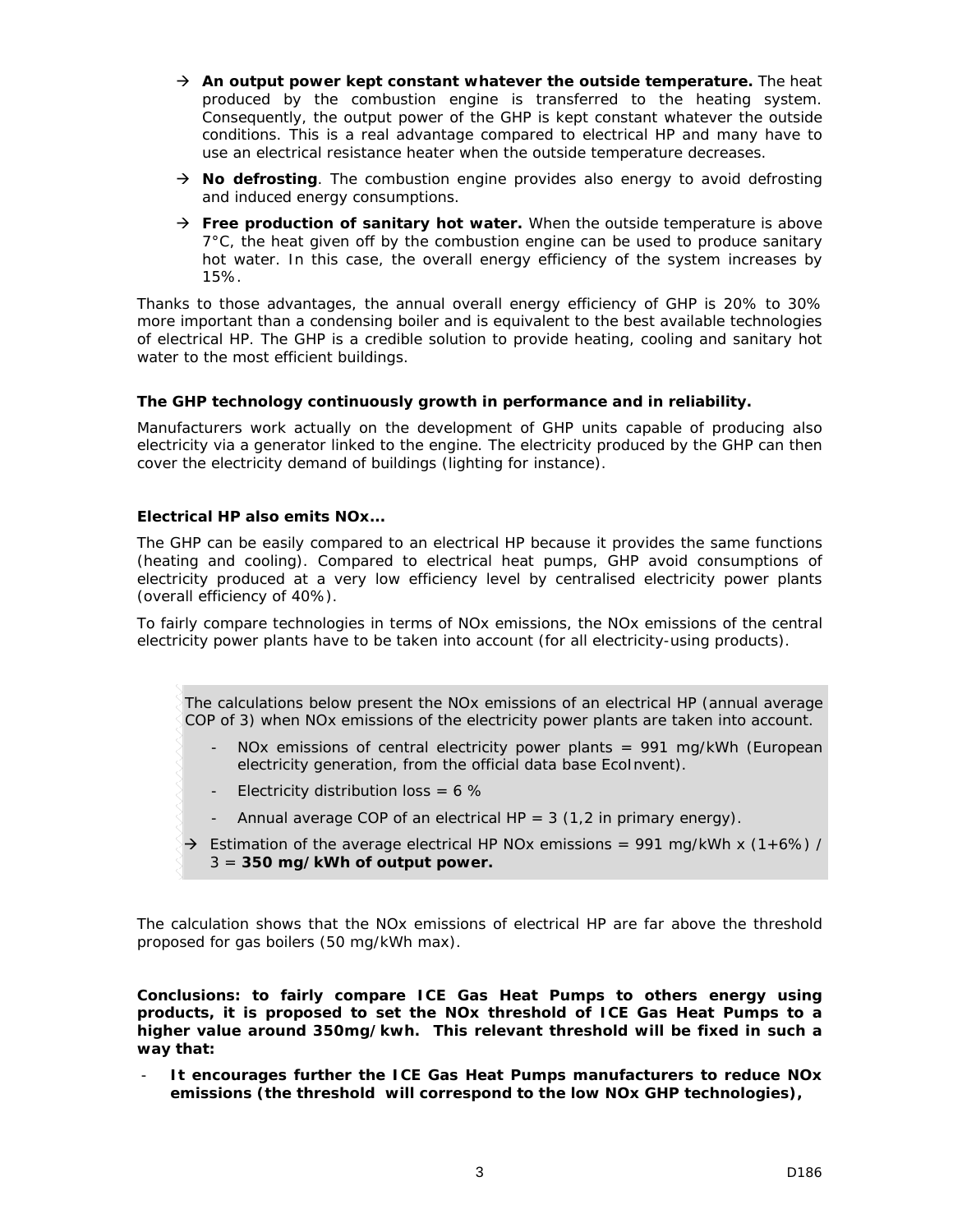→ **An output power kept constant whatever the outside temperature.** The heat produced by the combustion engine is transferred to the heating system. Consequently, the output power of the GHP is kept constant whatever the outside conditions. This is a real advantage compared to electrical HP and many have to use an electrical resistance heater when the outside temperature decreases.

→ **No defrosting**. The combustion engine provides also energy to avoid defrosting and induced energy consumptions.

→ **Free production of sanitary hot water.** When the outside temperature is above 7°C, the heat given off by the combustion engine can be used to produce sanitary hot water. In this case, the overall energy efficiency of the system increases by 15%.

Thanks to those advantages, the annual overall energy efficiency of GHP is 20% to 30% more important than a condensing boiler and is equivalent to the best available technologies of electrical HP. The GHP is a credible solution to provide heating, cooling and sanitary hot water to the most efficient buildings.

**The GHP technology continuously growth in performance and in reliability.**

Manufacturers work actually on the development of GHP units capable of producing also electricity via a generator linked to the engine. The electricity produced by the GHP can then cover the electricity demand of buildings (lighting for instance).

**Electrical HP also emits NOx...**

The GHP can be easily compared to an electrical HP because it provides the same functions (heating and cooling). Compared to electrical heat pumps, GHP avoid consumptions of electricity produced at a very low efficiency level by centralised electricity power plants (overall efficiency of 40%).

To fairly compare technologies in terms of NOx emissions, the NOx emissions of the central electricity power plants have to be taken into account (for all electricity-using products).

The calculations below present the NOx emissions of an electrical HP (annual average COP of 3) when NOx emissions of the electricity power plants are taken into account.

- NOx emissions of central electricity power plants = 991 mg/kWh (European electricity generation, from the official data base EcoInvent).
- Electricity distribution loss = 6 %
- Annual average COP of an electrical HP = 3 (1,2 in primary energy).

→ Estimation of the average electrical HP NOx emissions = 991 mg/kWh x (1+6%) / 3 = **350 mg/kWh of output power.**

The calculation shows that the NOx emissions of electrical HP are far above the threshold proposed for gas boilers (50 mg/kWh max).

**Conclusions: to fairly compare ICE Gas Heat Pumps to others energy using products, it is proposed to set the NOx threshold of ICE Gas Heat Pumps to a higher value around 350mg/kwh. This relevant threshold will be fixed in such a way that:**

- ***It encourages further the ICE Gas Heat Pumps manufacturers to reduce NOx emissions (the threshold will correspond to the low NOx GHP technologies),***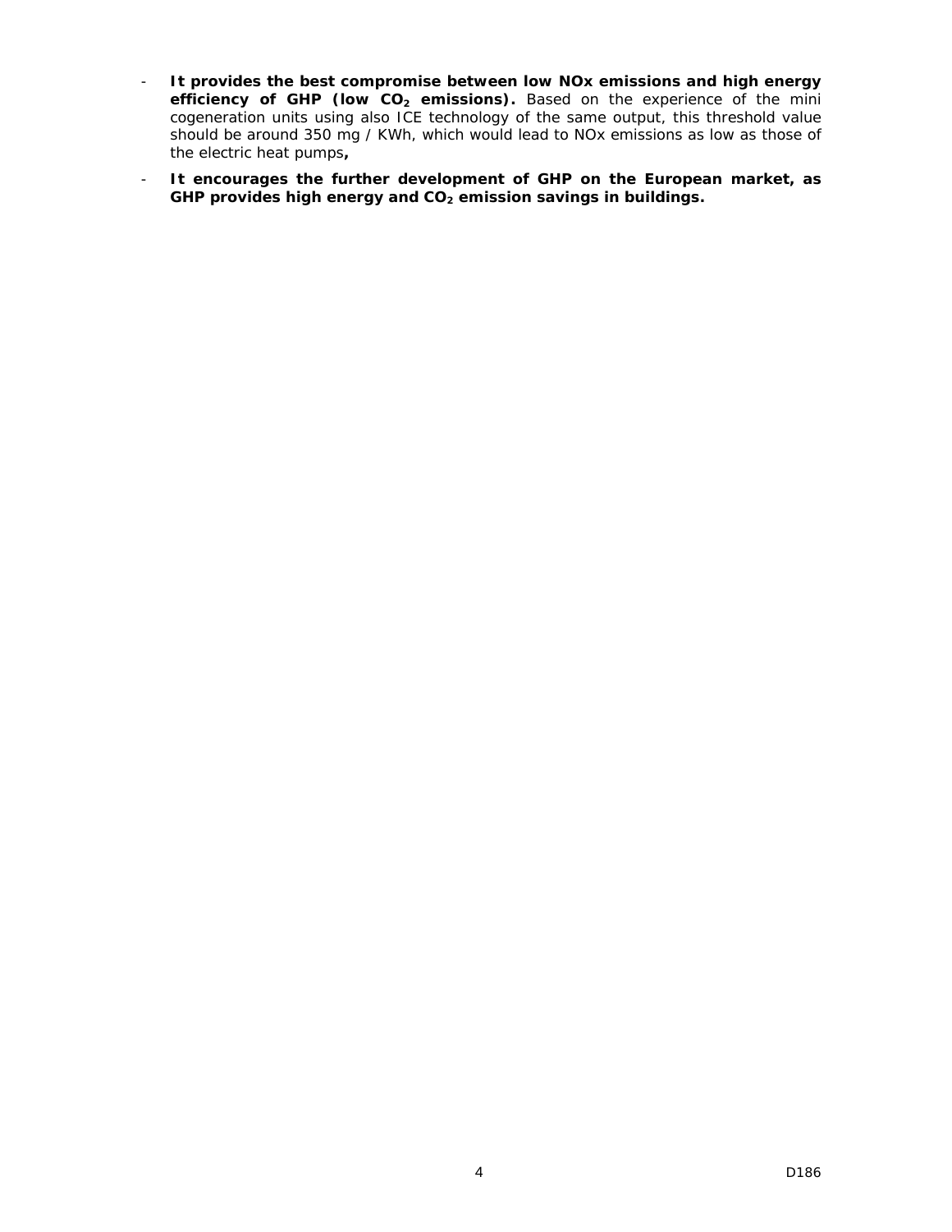- **It provides the best compromise between low NOx emissions and high energy efficiency of GHP (low $CO_2$ emissions).** Based on the experience of the mini cogeneration units using also ICE technology of the same output, this threshold value should be around 350 mg / KWh, which would lead to NOx emissions as low as those of the electric heat pumps**,**
- **It encourages the further development of GHP on the European market, as GHP provides high energy and $CO_2$ emission savings in buildings.**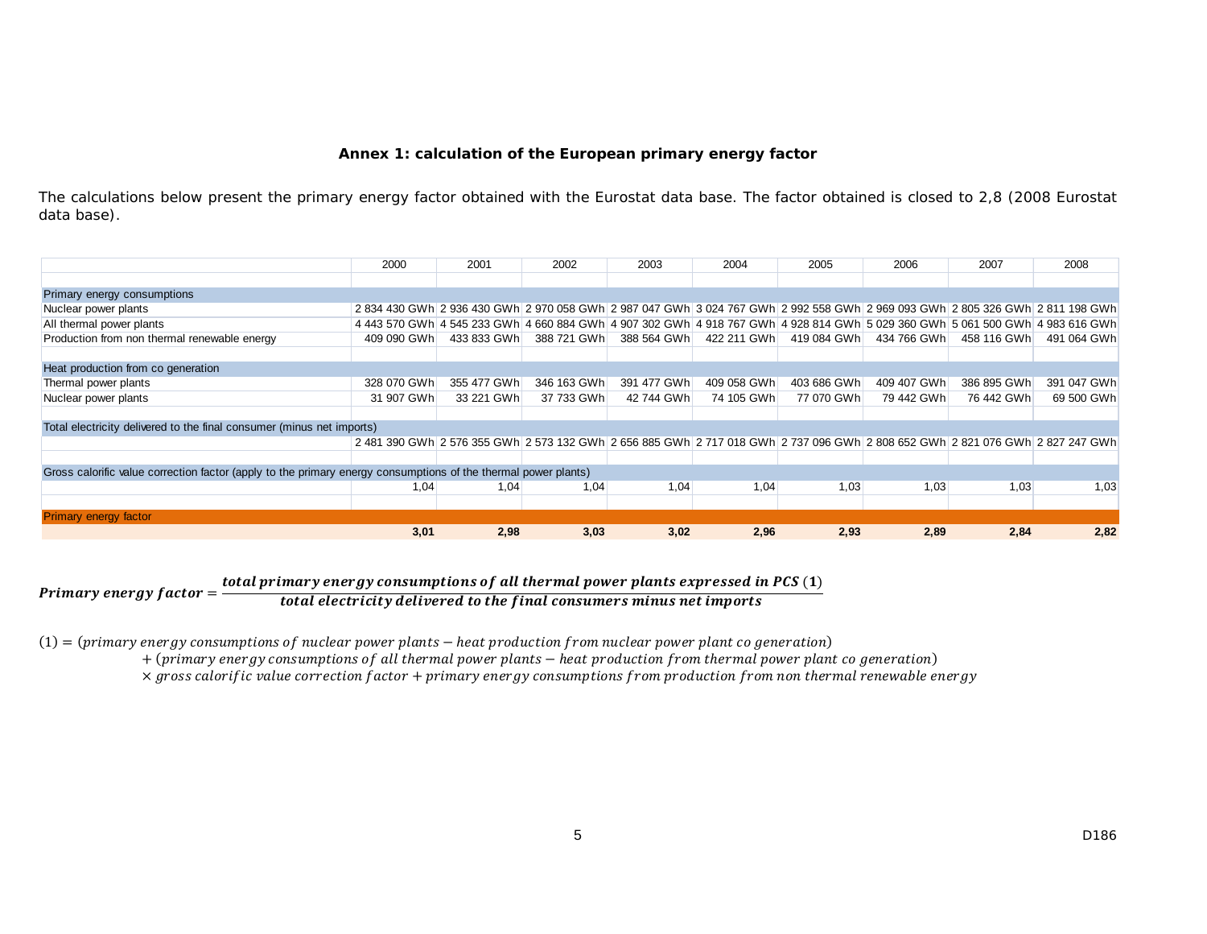### Annex 1: calculation of the European primary energy factor

The calculations below present the primary energy factor obtained with the Eurostat data base. The factor obtained is closed to 2,8 (2008 Eurostat data base).

| | 2000 | 2001 | 2002 | 2003 | 2004 | 2005 | 2006 | 2007 | 2008 |
|---|---|---|---|---|---|---|---|---|---|
| **Primary energy consumptions** | | | | | | | | | |
| Nuclear power plants | 2 834 430 GWh | 2 936 430 GWh | 2 970 058 GWh | 2 987 047 GWh | 3 024 767 GWh | 2 992 558 GWh | 2 969 093 GWh | 2 805 326 GWh | 2 811 198 GWh |
| All thermal power plants | 4 443 570 GWh | 4 545 233 GWh | 4 660 884 GWh | 4 907 302 GWh | 4 918 767 GWh | 4 928 814 GWh | 5 029 360 GWh | 5 061 500 GWh | 4 983 616 GWh |
| Production from non thermal renewable energy | 409 090 GWh | 433 833 GWh | 388 721 GWh | 388 564 GWh | 422 211 GWh | 419 084 GWh | 434 766 GWh | 458 116 GWh | 491 064 GWh |
| **Heat production from co generation** | | | | | | | | | |
| Thermal power plants | 328 070 GWh | 355 477 GWh | 346 163 GWh | 391 477 GWh | 409 058 GWh | 403 686 GWh | 409 407 GWh | 386 895 GWh | 391 047 GWh |
| Nuclear power plants | 31 907 GWh | 33 221 GWh | 37 733 GWh | 42 744 GWh | 74 105 GWh | 77 070 GWh | 79 442 GWh | 76 442 GWh | 69 500 GWh |
| **Total electricity delivered to the final consumer (minus net imports)** | | | | | | | | | |
| | 2 481 390 GWh | 2 576 355 GWh | 2 573 132 GWh | 2 656 885 GWh | 2 717 018 GWh | 2 737 096 GWh | 2 808 652 GWh | 2 821 076 GWh | 2 827 247 GWh |
| **Gross calorific value correction factor (apply to the primary energy consumptions of the thermal power plants)** | | | | | | | | | |
| | 1,04 | 1,04 | 1,04 | 1,04 | 1,04 | 1,03 | 1,03 | 1,03 | 1,03 |
| **Primary energy factor** | | | | | | | | | |
| | **3,01** | **2,98** | **3,03** | **3,02** | **2,96** | **2,93** | **2,89** | **2,84** | **2,82** |

$$\textit{Primary energy factor} = \frac{\textit{total primary energy consumptions of all thermal power plants expressed in PCS } (1)}{\textit{total electricity delivered to the final consumers minus net imports}}$$

$$\begin{aligned}(1) = {} & (\textit{primary energy consumptions of nuclear power plants} - \textit{heat production from nuclear power plant co generation}) \\ & + (\textit{primary energy consumptions of all thermal power plants} - \textit{heat production from thermal power plant co generation}) \\ & \times \textit{gross calorific value correction factor} + \textit{primary energy consumptions from production from non thermal renewable energy}\end{aligned}$$